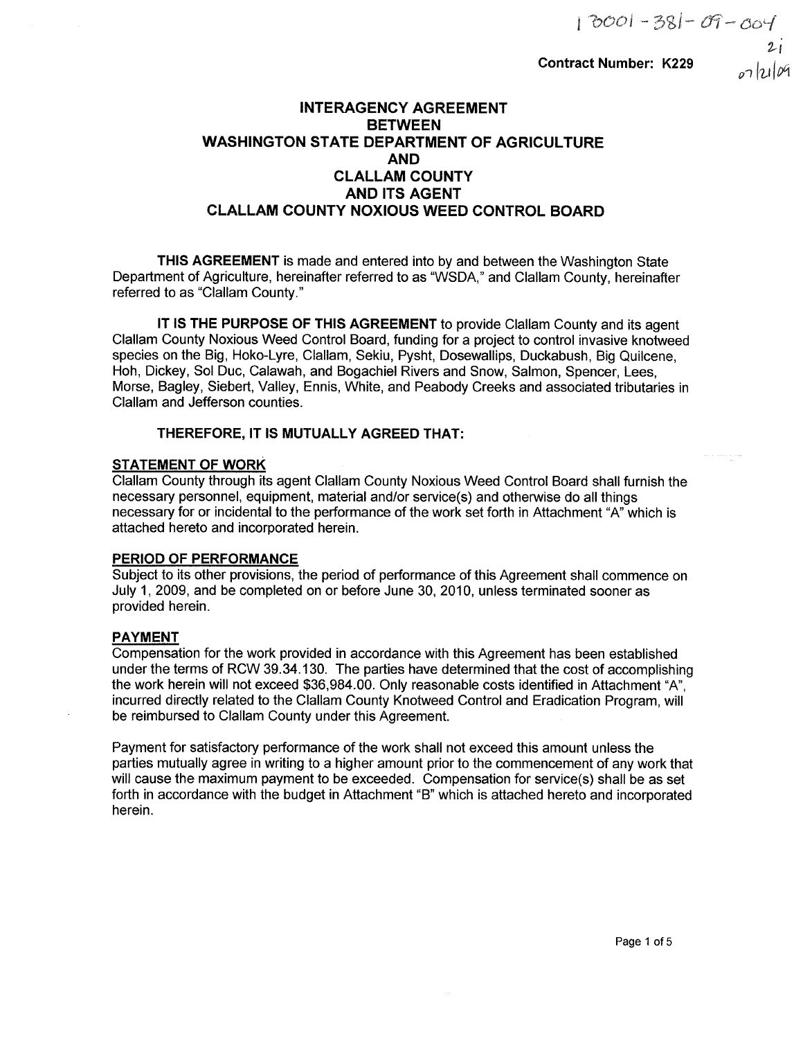130001-381-09-004
21
07/21/09

**Contract Number: K229**

# INTERAGENCY AGREEMENT BETWEEN WASHINGTON STATE DEPARTMENT OF AGRICULTURE AND CLALLAM COUNTY AND ITS AGENT CLALLAM COUNTY NOXIOUS WEED CONTROL BOARD

**THIS AGREEMENT** is made and entered into by and between the Washington State Department of Agriculture, hereinafter referred to as "WSDA," and Clallam County, hereinafter referred to as "Clallam County."

**IT IS THE PURPOSE OF THIS AGREEMENT** to provide Clallam County and its agent Clallam County Noxious Weed Control Board, funding for a project to control invasive knotweed species on the Big, Hoko-Lyre, Clallam, Sekiu, Pysht, Dosewallips, Duckabush, Big Quilcene, Hoh, Dickey, Sol Duc, Calawah, and Bogachiel Rivers and Snow, Salmon, Spencer, Lees, Morse, Bagley, Siebert, Valley, Ennis, White, and Peabody Creeks and associated tributaries in Clallam and Jefferson counties.

**THEREFORE, IT IS MUTUALLY AGREED THAT:**

## STATEMENT OF WORK

Clallam County through its agent Clallam County Noxious Weed Control Board shall furnish the necessary personnel, equipment, material and/or service(s) and otherwise do all things necessary for or incidental to the performance of the work set forth in Attachment "A" which is attached hereto and incorporated herein.

## PERIOD OF PERFORMANCE

Subject to its other provisions, the period of performance of this Agreement shall commence on July 1, 2009, and be completed on or before June 30, 2010, unless terminated sooner as provided herein.

## PAYMENT

Compensation for the work provided in accordance with this Agreement has been established under the terms of RCW 39.34.130. The parties have determined that the cost of accomplishing the work herein will not exceed $36,984.00. Only reasonable costs identified in Attachment "A", incurred directly related to the Clallam County Knotweed Control and Eradication Program, will be reimbursed to Clallam County under this Agreement.

Payment for satisfactory performance of the work shall not exceed this amount unless the parties mutually agree in writing to a higher amount prior to the commencement of any work that will cause the maximum payment to be exceeded. Compensation for service(s) shall be as set forth in accordance with the budget in Attachment "B" which is attached hereto and incorporated herein.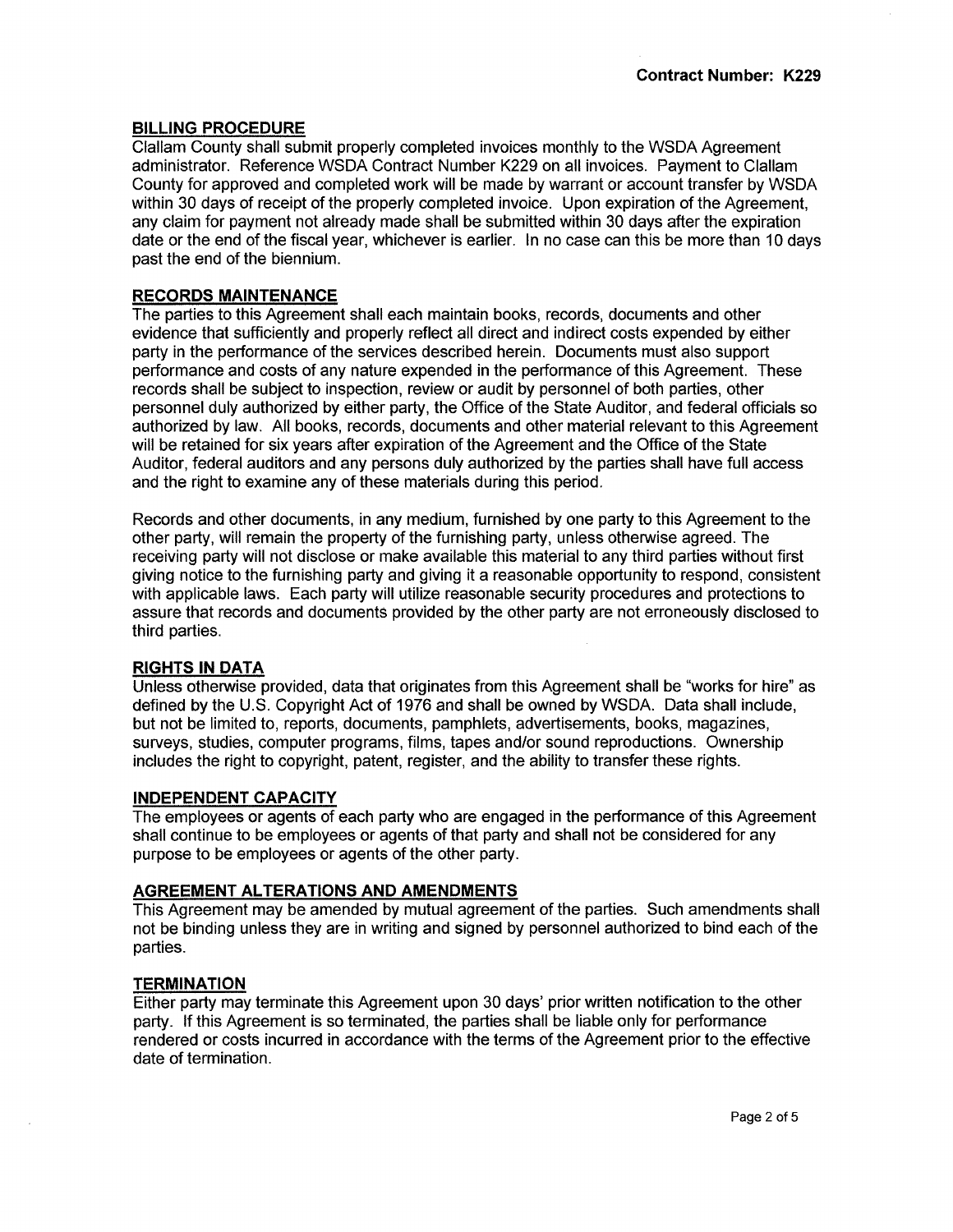## BILLING PROCEDURE

Clallam County shall submit properly completed invoices monthly to the WSDA Agreement administrator. Reference WSDA Contract Number K229 on all invoices. Payment to Clallam County for approved and completed work will be made by warrant or account transfer by WSDA within 30 days of receipt of the properly completed invoice. Upon expiration of the Agreement, any claim for payment not already made shall be submitted within 30 days after the expiration date or the end of the fiscal year, whichever is earlier. In no case can this be more than 10 days past the end of the biennium.

## RECORDS MAINTENANCE

The parties to this Agreement shall each maintain books, records, documents and other evidence that sufficiently and properly reflect all direct and indirect costs expended by either party in the performance of the services described herein. Documents must also support performance and costs of any nature expended in the performance of this Agreement. These records shall be subject to inspection, review or audit by personnel of both parties, other personnel duly authorized by either party, the Office of the State Auditor, and federal officials so authorized by law. All books, records, documents and other material relevant to this Agreement will be retained for six years after expiration of the Agreement and the Office of the State Auditor, federal auditors and any persons duly authorized by the parties shall have full access and the right to examine any of these materials during this period.

Records and other documents, in any medium, furnished by one party to this Agreement to the other party, will remain the property of the furnishing party, unless otherwise agreed. The receiving party will not disclose or make available this material to any third parties without first giving notice to the furnishing party and giving it a reasonable opportunity to respond, consistent with applicable laws. Each party will utilize reasonable security procedures and protections to assure that records and documents provided by the other party are not erroneously disclosed to third parties.

## RIGHTS IN DATA

Unless otherwise provided, data that originates from this Agreement shall be "works for hire" as defined by the U.S. Copyright Act of 1976 and shall be owned by WSDA. Data shall include, but not be limited to, reports, documents, pamphlets, advertisements, books, magazines, surveys, studies, computer programs, films, tapes and/or sound reproductions. Ownership includes the right to copyright, patent, register, and the ability to transfer these rights.

## INDEPENDENT CAPACITY

The employees or agents of each party who are engaged in the performance of this Agreement shall continue to be employees or agents of that party and shall not be considered for any purpose to be employees or agents of the other party.

## AGREEMENT ALTERATIONS AND AMENDMENTS

This Agreement may be amended by mutual agreement of the parties. Such amendments shall not be binding unless they are in writing and signed by personnel authorized to bind each of the parties.

## TERMINATION

Either party may terminate this Agreement upon 30 days' prior written notification to the other party. If this Agreement is so terminated, the parties shall be liable only for performance rendered or costs incurred in accordance with the terms of the Agreement prior to the effective date of termination.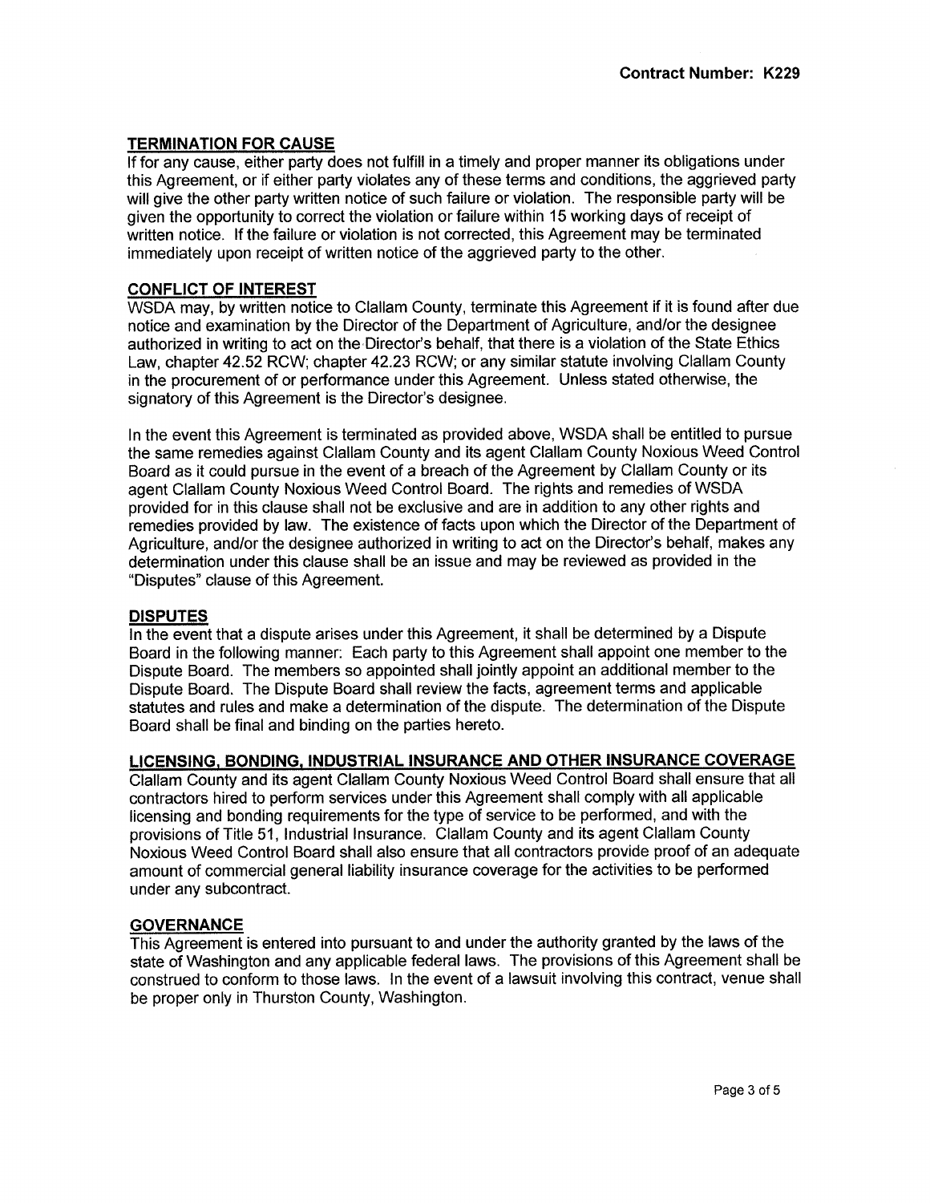## TERMINATION FOR CAUSE

If for any cause, either party does not fulfill in a timely and proper manner its obligations under this Agreement, or if either party violates any of these terms and conditions, the aggrieved party will give the other party written notice of such failure or violation. The responsible party will be given the opportunity to correct the violation or failure within 15 working days of receipt of written notice. If the failure or violation is not corrected, this Agreement may be terminated immediately upon receipt of written notice of the aggrieved party to the other.

## CONFLICT OF INTEREST

WSDA may, by written notice to Clallam County, terminate this Agreement if it is found after due notice and examination by the Director of the Department of Agriculture, and/or the designee authorized in writing to act on the Director's behalf, that there is a violation of the State Ethics Law, chapter 42.52 RCW; chapter 42.23 RCW; or any similar statute involving Clallam County in the procurement of or performance under this Agreement. Unless stated otherwise, the signatory of this Agreement is the Director's designee.

In the event this Agreement is terminated as provided above, WSDA shall be entitled to pursue the same remedies against Clallam County and its agent Clallam County Noxious Weed Control Board as it could pursue in the event of a breach of the Agreement by Clallam County or its agent Clallam County Noxious Weed Control Board. The rights and remedies of WSDA provided for in this clause shall not be exclusive and are in addition to any other rights and remedies provided by law. The existence of facts upon which the Director of the Department of Agriculture, and/or the designee authorized in writing to act on the Director's behalf, makes any determination under this clause shall be an issue and may be reviewed as provided in the "Disputes" clause of this Agreement.

## DISPUTES

In the event that a dispute arises under this Agreement, it shall be determined by a Dispute Board in the following manner: Each party to this Agreement shall appoint one member to the Dispute Board. The members so appointed shall jointly appoint an additional member to the Dispute Board. The Dispute Board shall review the facts, agreement terms and applicable statutes and rules and make a determination of the dispute. The determination of the Dispute Board shall be final and binding on the parties hereto.

## LICENSING, BONDING, INDUSTRIAL INSURANCE AND OTHER INSURANCE COVERAGE

Clallam County and its agent Clallam County Noxious Weed Control Board shall ensure that all contractors hired to perform services under this Agreement shall comply with all applicable licensing and bonding requirements for the type of service to be performed, and with the provisions of Title 51, Industrial Insurance. Clallam County and its agent Clallam County Noxious Weed Control Board shall also ensure that all contractors provide proof of an adequate amount of commercial general liability insurance coverage for the activities to be performed under any subcontract.

## GOVERNANCE

This Agreement is entered into pursuant to and under the authority granted by the laws of the state of Washington and any applicable federal laws. The provisions of this Agreement shall be construed to conform to those laws. In the event of a lawsuit involving this contract, venue shall be proper only in Thurston County, Washington.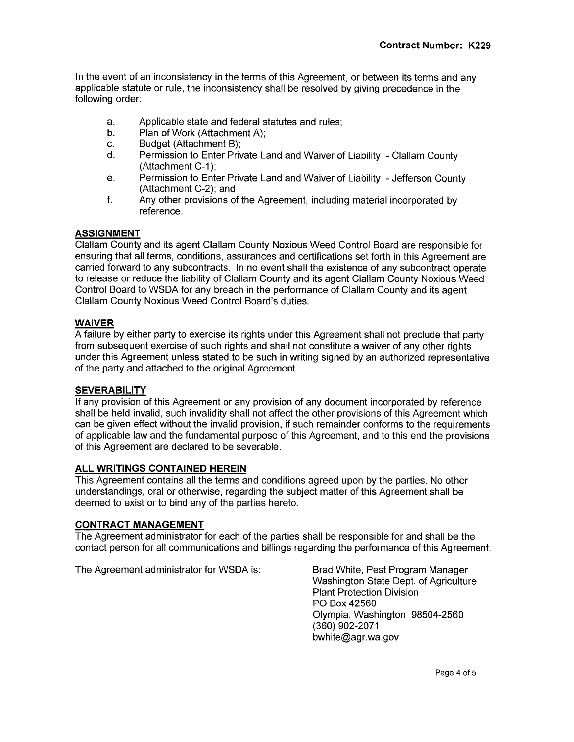**Contract Number: K229**

In the event of an inconsistency in the terms of this Agreement, or between its terms and any applicable statute or rule, the inconsistency shall be resolved by giving precedence in the following order:

a. Applicable state and federal statutes and rules;
b. Plan of Work (Attachment A);
c. Budget (Attachment B);
d. Permission to Enter Private Land and Waiver of Liability - Clallam County (Attachment C-1);
e. Permission to Enter Private Land and Waiver of Liability - Jefferson County (Attachment C-2); and
f. Any other provisions of the Agreement, including material incorporated by reference.

**ASSIGNMENT**

Clallam County and its agent Clallam County Noxious Weed Control Board are responsible for ensuring that all terms, conditions, assurances and certifications set forth in this Agreement are carried forward to any subcontracts. In no event shall the existence of any subcontract operate to release or reduce the liability of Clallam County and its agent Clallam County Noxious Weed Control Board to WSDA for any breach in the performance of Clallam County and its agent Clallam County Noxious Weed Control Board's duties.

**WAIVER**

A failure by either party to exercise its rights under this Agreement shall not preclude that party from subsequent exercise of such rights and shall not constitute a waiver of any other rights under this Agreement unless stated to be such in writing signed by an authorized representative of the party and attached to the original Agreement.

**SEVERABILITY**

If any provision of this Agreement or any provision of any document incorporated by reference shall be held invalid, such invalidity shall not affect the other provisions of this Agreement which can be given effect without the invalid provision, if such remainder conforms to the requirements of applicable law and the fundamental purpose of this Agreement, and to this end the provisions of this Agreement are declared to be severable.

**ALL WRITINGS CONTAINED HEREIN**

This Agreement contains all the terms and conditions agreed upon by the parties. No other understandings, oral or otherwise, regarding the subject matter of this Agreement shall be deemed to exist or to bind any of the parties hereto.

**CONTRACT MANAGEMENT**

The Agreement administrator for each of the parties shall be responsible for and shall be the contact person for all communications and billings regarding the performance of this Agreement.

The Agreement administrator for WSDA is:

Brad White, Pest Program Manager
Washington State Dept. of Agriculture
Plant Protection Division
PO Box 42560
Olympia, Washington 98504-2560
(360) 902-2071
bwhite@agr.wa.gov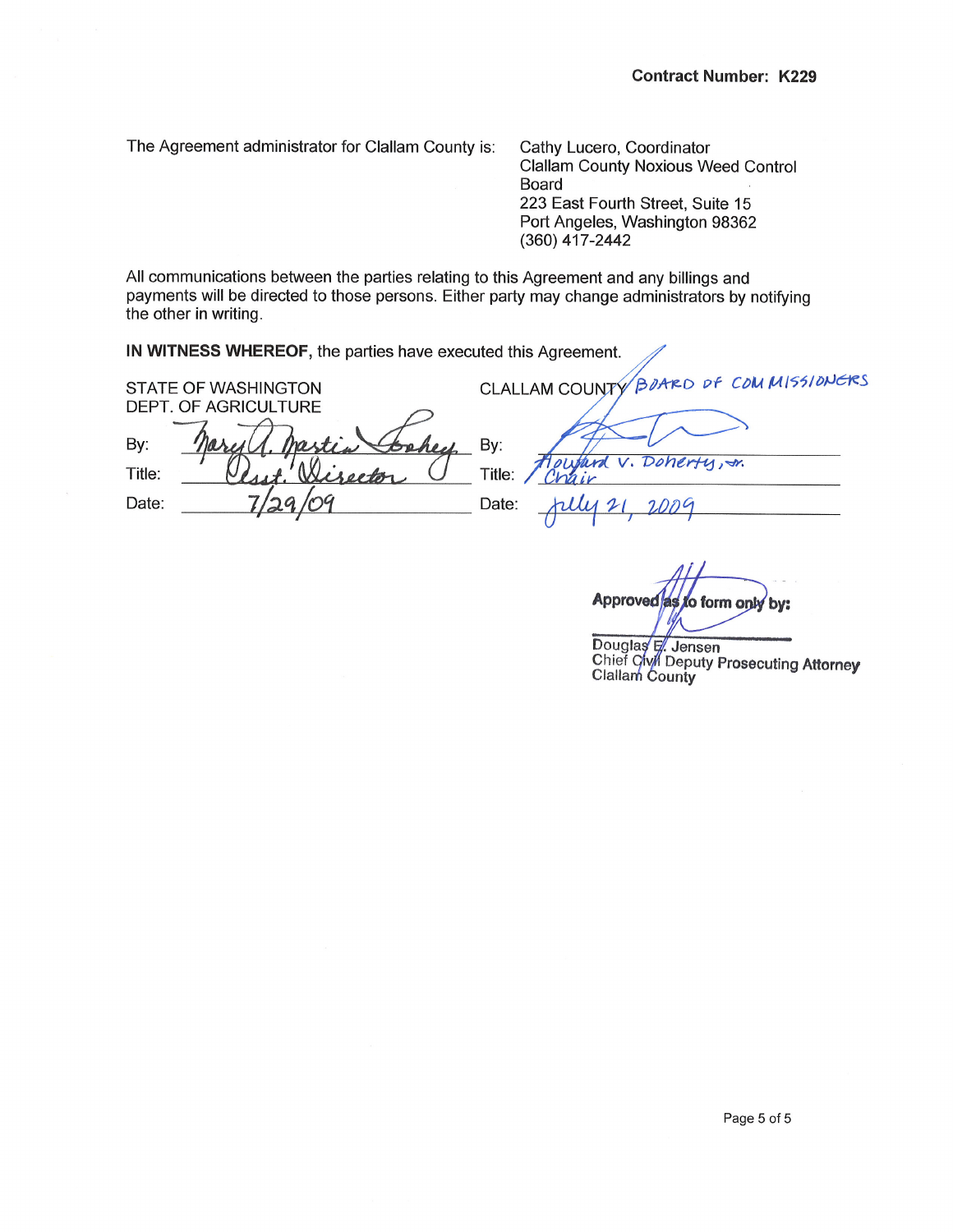**Contract Number: K229**

The Agreement administrator for Clallam County is: Cathy Lucero, Coordinator
Clallam County Noxious Weed Control Board
223 East Fourth Street, Suite 15
Port Angeles, Washington 98362
(360) 417-2442

All communications between the parties relating to this Agreement and any billings and payments will be directed to those persons. Either party may change administrators by notifying the other in writing.

**IN WITNESS WHEREOF,** the parties have executed this Agreement.

| STATE OF WASHINGTON DEPT. OF AGRICULTURE | | CLALLAM COUNTY BOARD OF COMMISSIONERS | |
|---|---|---|---|
| By: | Mary A. Martin Toohey | By: | Howard V. Doherty, Jr. |
| Title: | Asst. Director | Title: | Chair |
| Date: | 7/29/09 | Date: | July 21, 2009 |

**Approved as to form only by:**

Douglas E. Jensen
Chief Civil Deputy Prosecuting Attorney
Clallam County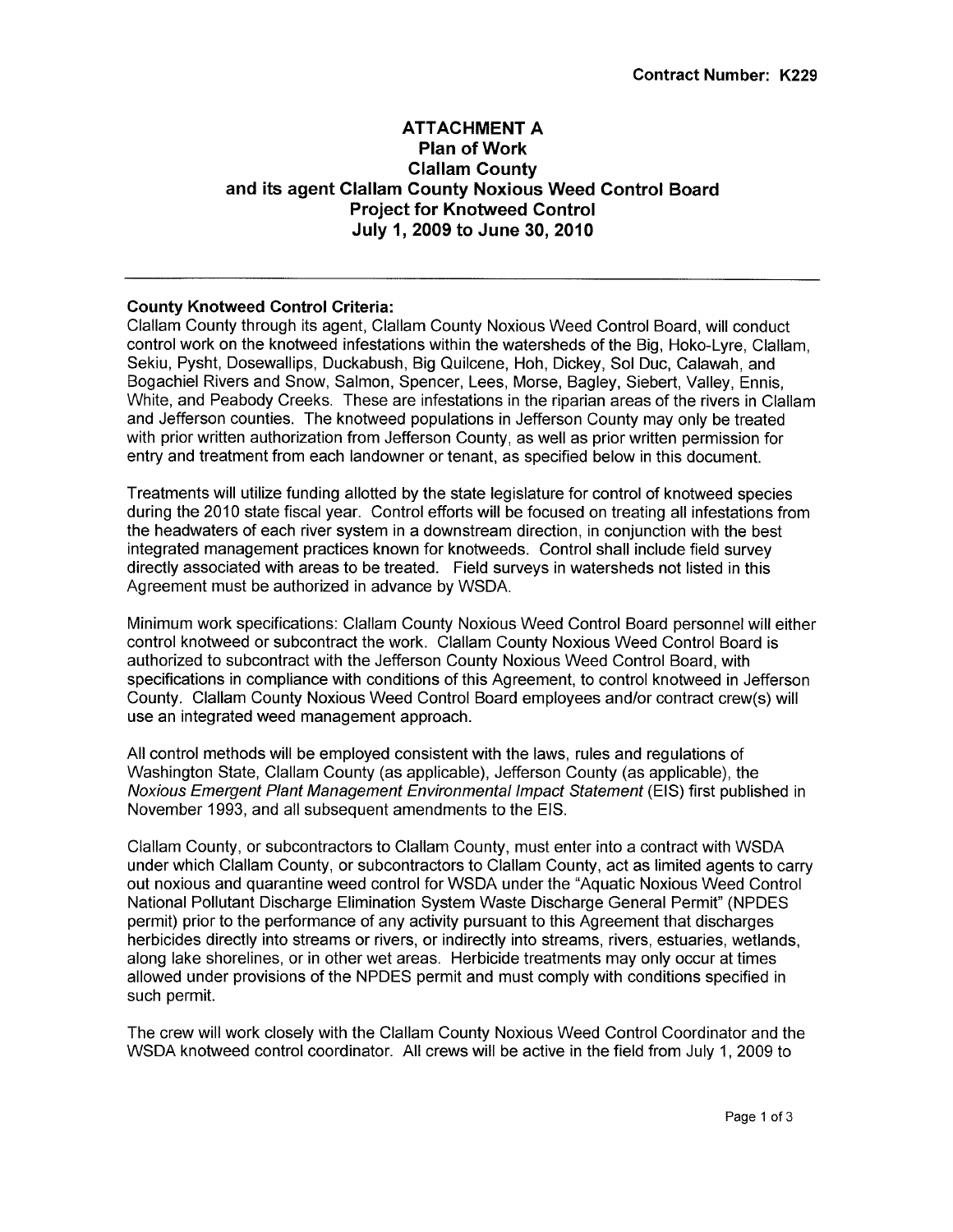**Contract Number: K229**

# ATTACHMENT A
## Plan of Work
## Clallam County
## and its agent Clallam County Noxious Weed Control Board
## Project for Knotweed Control
## July 1, 2009 to June 30, 2010

---

**County Knotweed Control Criteria:**
Clallam County through its agent, Clallam County Noxious Weed Control Board, will conduct control work on the knotweed infestations within the watersheds of the Big, Hoko-Lyre, Clallam, Sekiu, Pysht, Dosewallips, Duckabush, Big Quilcene, Hoh, Dickey, Sol Duc, Calawah, and Bogachiel Rivers and Snow, Salmon, Spencer, Lees, Morse, Bagley, Siebert, Valley, Ennis, White, and Peabody Creeks. These are infestations in the riparian areas of the rivers in Clallam and Jefferson counties. The knotweed populations in Jefferson County may only be treated with prior written authorization from Jefferson County, as well as prior written permission for entry and treatment from each landowner or tenant, as specified below in this document.

Treatments will utilize funding allotted by the state legislature for control of knotweed species during the 2010 state fiscal year. Control efforts will be focused on treating all infestations from the headwaters of each river system in a downstream direction, in conjunction with the best integrated management practices known for knotweeds. Control shall include field survey directly associated with areas to be treated. Field surveys in watersheds not listed in this Agreement must be authorized in advance by WSDA.

Minimum work specifications: Clallam County Noxious Weed Control Board personnel will either control knotweed or subcontract the work. Clallam County Noxious Weed Control Board is authorized to subcontract with the Jefferson County Noxious Weed Control Board, with specifications in compliance with conditions of this Agreement, to control knotweed in Jefferson County. Clallam County Noxious Weed Control Board employees and/or contract crew(s) will use an integrated weed management approach.

All control methods will be employed consistent with the laws, rules and regulations of Washington State, Clallam County (as applicable), Jefferson County (as applicable), the *Noxious Emergent Plant Management Environmental Impact Statement* (EIS) first published in November 1993, and all subsequent amendments to the EIS.

Clallam County, or subcontractors to Clallam County, must enter into a contract with WSDA under which Clallam County, or subcontractors to Clallam County, act as limited agents to carry out noxious and quarantine weed control for WSDA under the "Aquatic Noxious Weed Control National Pollutant Discharge Elimination System Waste Discharge General Permit" (NPDES permit) prior to the performance of any activity pursuant to this Agreement that discharges herbicides directly into streams or rivers, or indirectly into streams, rivers, estuaries, wetlands, along lake shorelines, or in other wet areas. Herbicide treatments may only occur at times allowed under provisions of the NPDES permit and must comply with conditions specified in such permit.

The crew will work closely with the Clallam County Noxious Weed Control Coordinator and the WSDA knotweed control coordinator. All crews will be active in the field from July 1, 2009 to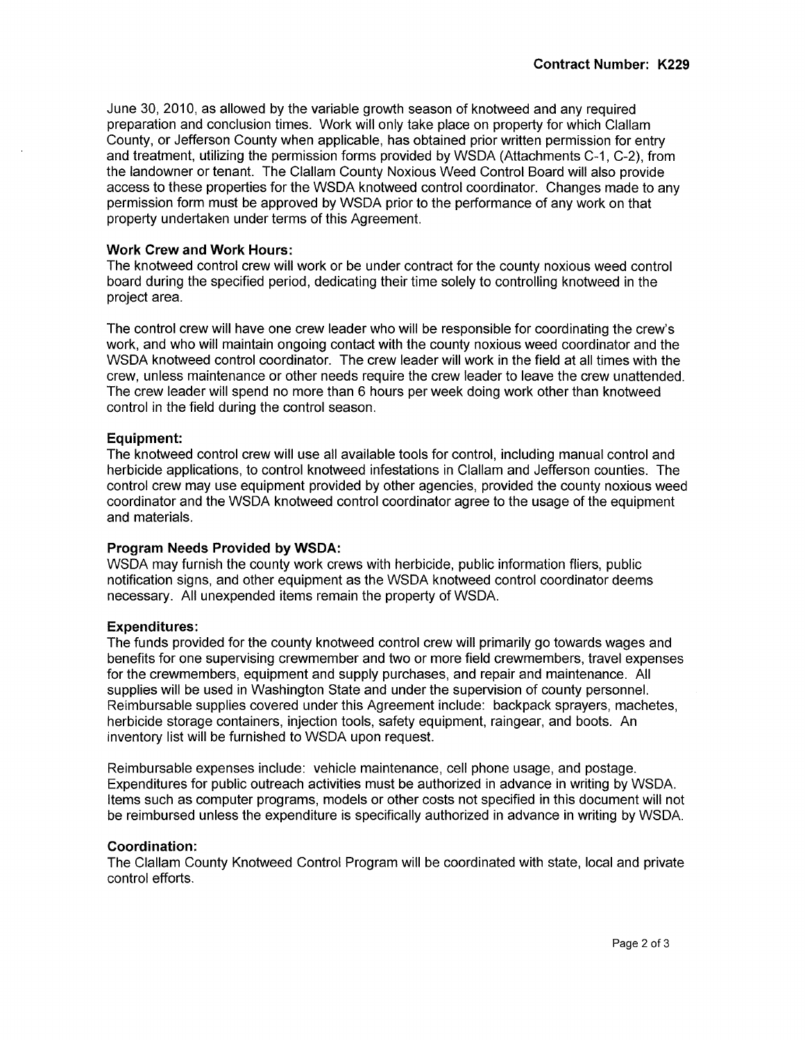**Contract Number: K229**

June 30, 2010, as allowed by the variable growth season of knotweed and any required preparation and conclusion times. Work will only take place on property for which Clallam County, or Jefferson County when applicable, has obtained prior written permission for entry and treatment, utilizing the permission forms provided by WSDA (Attachments C-1, C-2), from the landowner or tenant. The Clallam County Noxious Weed Control Board will also provide access to these properties for the WSDA knotweed control coordinator. Changes made to any permission form must be approved by WSDA prior to the performance of any work on that property undertaken under terms of this Agreement.

**Work Crew and Work Hours:**
The knotweed control crew will work or be under contract for the county noxious weed control board during the specified period, dedicating their time solely to controlling knotweed in the project area.

The control crew will have one crew leader who will be responsible for coordinating the crew's work, and who will maintain ongoing contact with the county noxious weed coordinator and the WSDA knotweed control coordinator. The crew leader will work in the field at all times with the crew, unless maintenance or other needs require the crew leader to leave the crew unattended. The crew leader will spend no more than 6 hours per week doing work other than knotweed control in the field during the control season.

**Equipment:**
The knotweed control crew will use all available tools for control, including manual control and herbicide applications, to control knotweed infestations in Clallam and Jefferson counties. The control crew may use equipment provided by other agencies, provided the county noxious weed coordinator and the WSDA knotweed control coordinator agree to the usage of the equipment and materials.

**Program Needs Provided by WSDA:**
WSDA may furnish the county work crews with herbicide, public information fliers, public notification signs, and other equipment as the WSDA knotweed control coordinator deems necessary. All unexpended items remain the property of WSDA.

**Expenditures:**
The funds provided for the county knotweed control crew will primarily go towards wages and benefits for one supervising crewmember and two or more field crewmembers, travel expenses for the crewmembers, equipment and supply purchases, and repair and maintenance. All supplies will be used in Washington State and under the supervision of county personnel. Reimbursable supplies covered under this Agreement include: backpack sprayers, machetes, herbicide storage containers, injection tools, safety equipment, raingear, and boots. An inventory list will be furnished to WSDA upon request.

Reimbursable expenses include: vehicle maintenance, cell phone usage, and postage. Expenditures for public outreach activities must be authorized in advance in writing by WSDA. Items such as computer programs, models or other costs not specified in this document will not be reimbursed unless the expenditure is specifically authorized in advance in writing by WSDA.

**Coordination:**
The Clallam County Knotweed Control Program will be coordinated with state, local and private control efforts.